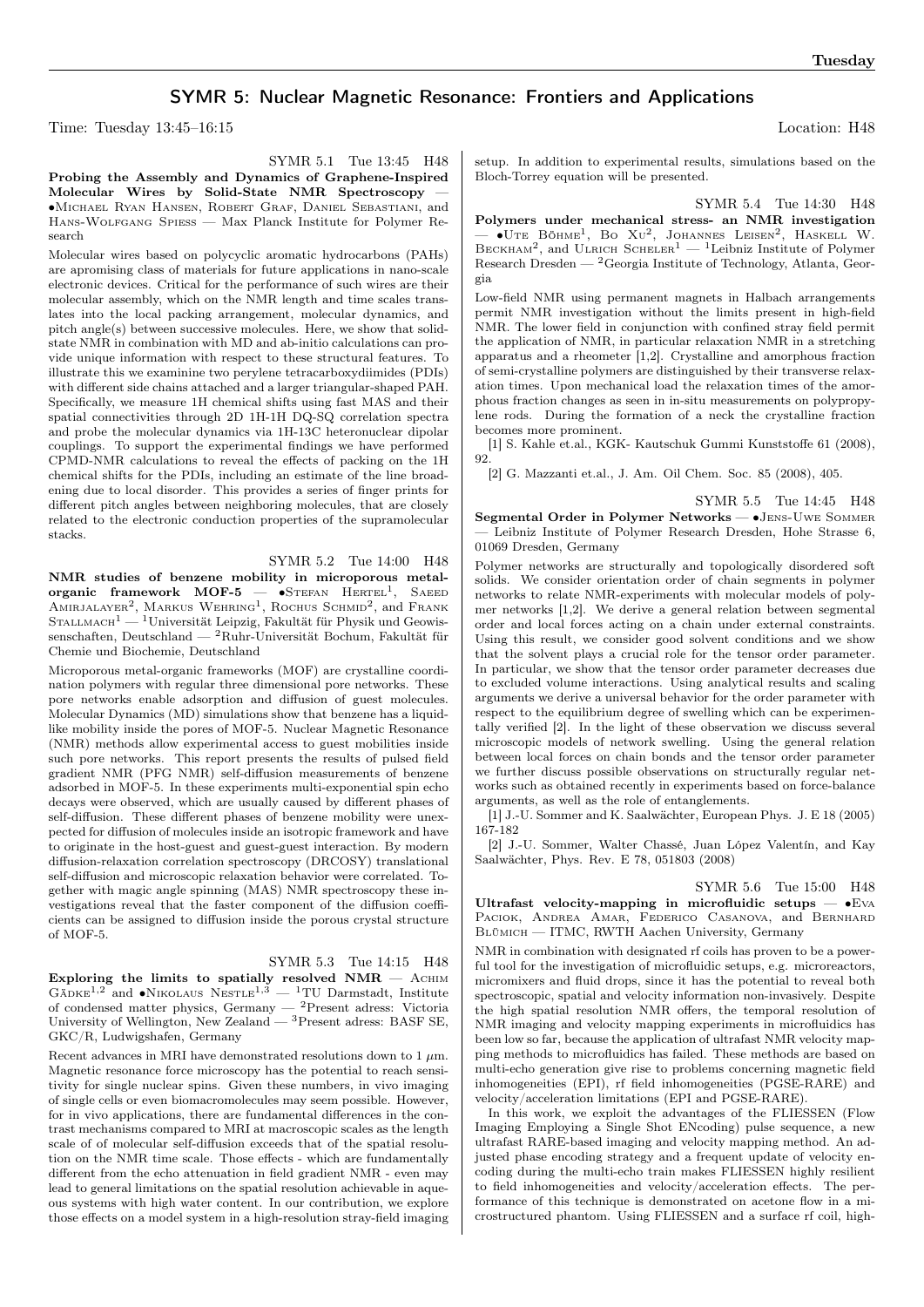## SYMR 5: Nuclear Magnetic Resonance: Frontiers and Applications

Time: Tuesday 13:45–16:15 Location: H48

SYMR 5.1 Tue 13:45 H48

**Probing the Assembly and Dynamics of Graphene-Inspired Molecular Wires by Solid-State NMR Spectroscopy** — •Michael Ryan Hansen, Robert Graf, Daniel Sebastiani, and Hans-Wolfgang Spiess — Max Planck Institute for Polymer Research

Molecular wires based on polycyclic aromatic hydrocarbons (PAHs) are apromising class of materials for future applications in nano-scale electronic devices. Critical for the performance of such wires are their molecular assembly, which on the NMR length and time scales translates into the local packing arrangement, molecular dynamics, and pitch angle(s) between successive molecules. Here, we show that solid-state NMR in combination with MD and ab-initio calculations can provide unique information with respect to these structural features. To illustrate this we examinine two perylene tetracarboxydiimides (PDIs) with different side chains attached and a larger triangular-shaped PAH. Specifically, we measure 1H chemical shifts using fast MAS and their spatial connectivities through 2D 1H-1H DQ-SQ correlation spectra and probe the molecular dynamics via 1H-13C heteronuclear dipolar couplings. To support the experimental findings we have performed CPMD-NMR calculations to reveal the effects of packing on the 1H chemical shifts for the PDIs, including an estimate of the line broadening due to local disorder. This provides a series of finger prints for different pitch angles between neighboring molecules, that are closely related to the electronic conduction properties of the supramolecular stacks.

SYMR 5.2 Tue 14:00 H48

**NMR studies of benzene mobility in microporous metal-organic framework MOF-5** — •Stefan Hertel[1], Saeed Amirjalayer[2], Markus Wehring[1], Rochus Schmid[2], and Frank Stallmach[1] — [1]Universität Leipzig, Fakultät für Physik und Geowissenschaften, Deutschland — [2]Ruhr-Universität Bochum, Fakultät für Chemie und Biochemie, Deutschland

Microporous metal-organic frameworks (MOF) are crystalline coordination polymers with regular three dimensional pore networks. These pore networks enable adsorption and diffusion of guest molecules. Molecular Dynamics (MD) simulations show that benzene has a liquid-like mobility inside the pores of MOF-5. Nuclear Magnetic Resonance (NMR) methods allow experimental access to guest mobilities inside such pore networks. This report presents the results of pulsed field gradient NMR (PFG NMR) self-diffusion measurements of benzene adsorbed in MOF-5. In these experiments multi-exponential spin echo decays were observed, which are usually caused by different phases of self-diffusion. These different phases of benzene mobility were unexpected for diffusion of molecules inside an isotropic framework and have to originate in the host-guest and guest-guest interaction. By modern diffusion-relaxation correlation spectroscopy (DRCOSY) translational self-diffusion and microscopic relaxation behavior were correlated. Together with magic angle spinning (MAS) NMR spectroscopy these investigations reveal that the faster component of the diffusion coefficients can be assigned to diffusion inside the porous crystal structure of MOF-5.

SYMR 5.3 Tue 14:15 H48

**Exploring the limits to spatially resolved NMR** — Achim Gädke[1,2] and •Nikolaus Nestle[1,3] — [1]TU Darmstadt, Institute of condensed matter physics, Germany — [2]Present adress: Victoria University of Wellington, New Zealand — [3]Present adress: BASF SE, GKC/R, Ludwigshafen, Germany

Recent advances in MRI have demonstrated resolutions down to 1 $\mu$m. Magnetic resonance force microscopy has the potential to reach sensitivity for single nuclear spins. Given these numbers, in vivo imaging of single cells or even biomacromolecules may seem possible. However, for in vivo applications, there are fundamental differences in the contrast mechanisms compared to MRI at macroscopic scales as the length scale of of molecular self-diffusion exceeds that of the spatial resolution on the NMR time scale. Those effects - which are fundamentally different from the echo attenuation in field gradient NMR - even may lead to general limitations on the spatial resolution achievable in aqueous systems with high water content. In our contribution, we explore those effects on a model system in a high-resolution stray-field imaging setup. In addition to experimental results, simulations based on the Bloch-Torrey equation will be presented.

SYMR 5.4 Tue 14:30 H48

**Polymers under mechanical stress- an NMR investigation** — •Ute Böhme[1], Bo Xu[2], Johannes Leisen[2], Haskell W. Beckham[2], and Ulrich Scheler[1] — [1]Leibniz Institute of Polymer Research Dresden — [2]Georgia Institute of Technology, Atlanta, Georgia

Low-field NMR using permanent magnets in Halbach arrangements permit NMR investigation without the limits present in high-field NMR. The lower field in conjunction with confined stray field permit the application of NMR, in particular relaxation NMR in a stretching apparatus and a rheometer [1,2]. Crystalline and amorphous fraction of semi-crystalline polymers are distinguished by their transverse relaxation times. Upon mechanical load the relaxation times of the amorphous fraction changes as seen in in-situ measurements on polypropylene rods. During the formation of a neck the crystalline fraction becomes more prominent.

[1] S. Kahle et.al., KGK- Kautschuk Gummi Kunststoffe 61 (2008), 92.

[2] G. Mazzanti et.al., J. Am. Oil Chem. Soc. 85 (2008), 405.

SYMR 5.5 Tue 14:45 H48

**Segmental Order in Polymer Networks** — •Jens-Uwe Sommer — Leibniz Institute of Polymer Research Dresden, Hohe Strasse 6, 01069 Dresden, Germany

Polymer networks are structurally and topologically disordered soft solids. We consider orientation order of chain segments in polymer networks to relate NMR-experiments with molecular models of polymer networks [1,2]. We derive a general relation between segmental order and local forces acting on a chain under external constraints. Using this result, we consider good solvent conditions and we show that the solvent plays a crucial role for the tensor order parameter. In particular, we show that the tensor order parameter decreases due to excluded volume interactions. Using analytical results and scaling arguments we derive a universal behavior for the order parameter with respect to the equilibrium degree of swelling which can be experimentally verified [2]. In the light of these observation we discuss several microscopic models of network swelling. Using the general relation between local forces on chain bonds and the tensor order parameter we further discuss possible observations on structurally regular networks such as obtained recently in experiments based on force-balance arguments, as well as the role of entanglements.

[1] J.-U. Sommer and K. Saalwächter, European Phys. J. E 18 (2005) 167-182

[2] J.-U. Sommer, Walter Chassé, Juan López Valentín, and Kay Saalwächter, Phys. Rev. E 78, 051803 (2008)

SYMR 5.6 Tue 15:00 H48

**Ultrafast velocity-mapping in microfluidic setups** — •Eva Paciok, Andrea Amar, Federico Casanova, and Bernhard Blümich — ITMC, RWTH Aachen University, Germany

NMR in combination with designated rf coils has proven to be a powerful tool for the investigation of microfluidic setups, e.g. microreactors, micromixers and fluid drops, since it has the potential to reveal both spectroscopic, spatial and velocity information non-invasively. Despite the high spatial resolution NMR offers, the temporal resolution of NMR imaging and velocity mapping experiments in microfluidics has been low so far, because the application of ultrafast NMR velocity mapping methods to microfluidics has failed. These methods are based on multi-echo generation give rise to problems concerning magnetic field inhomogeneities (EPI), rf field inhomogeneities (PGSE-RARE) and velocity/acceleration limitations (EPI and PGSE-RARE).

In this work, we exploit the advantages of the FLIESSEN (Flow Imaging Employing a Single Shot ENcoding) pulse sequence, a new ultrafast RARE-based imaging and velocity mapping method. An adjusted phase encoding strategy and a frequent update of velocity encoding during the multi-echo train makes FLIESSEN highly resilient to field inhomogeneities and velocity/acceleration effects. The performance of this technique is demonstrated on acetone flow in a microstructured phantom. Using FLIESSEN and a surface rf coil, high-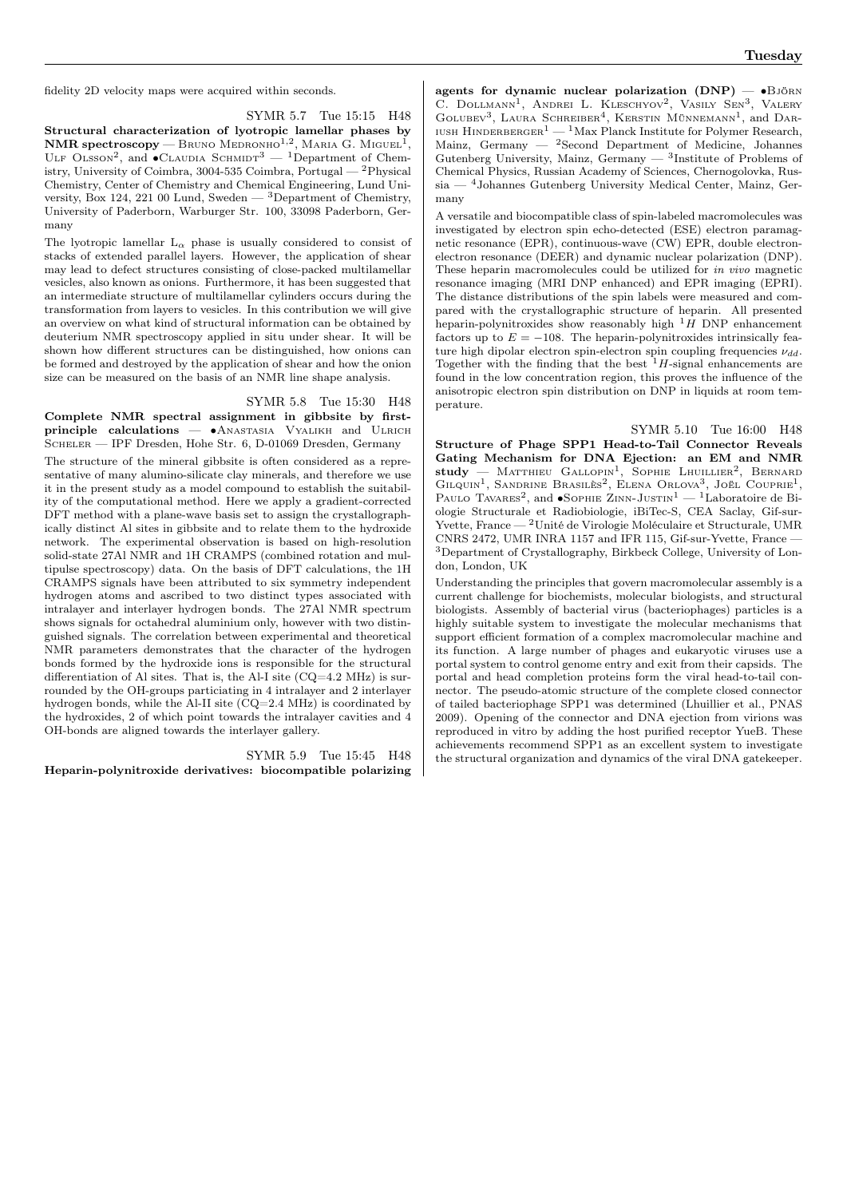fidelity 2D velocity maps were acquired within seconds.

SYMR 5.7 Tue 15:15 H48

**Structural characterization of lyotropic lamellar phases by NMR spectroscopy** — Bruno Medronho[1,2], Maria G. Miguel[1], Ulf Olsson[2], and •Claudia Schmidt[3] — [1]Department of Chemistry, University of Coimbra, 3004-535 Coimbra, Portugal — [2]Physical Chemistry, Center of Chemistry and Chemical Engineering, Lund University, Box 124, 221 00 Lund, Sweden — [3]Department of Chemistry, University of Paderborn, Warburger Str. 100, 33098 Paderborn, Germany

The lyotropic lamellar $L_\alpha$ phase is usually considered to consist of stacks of extended parallel layers. However, the application of shear may lead to defect structures consisting of close-packed multilamellar vesicles, also known as onions. Furthermore, it has been suggested that an intermediate structure of multilamellar cylinders occurs during the transformation from layers to vesicles. In this contribution we will give an overview on what kind of structural information can be obtained by deuterium NMR spectroscopy applied in situ under shear. It will be shown how different structures can be distinguished, how onions can be formed and destroyed by the application of shear and how the onion size can be measured on the basis of an NMR line shape analysis.

SYMR 5.8 Tue 15:30 H48

**Complete NMR spectral assignment in gibbsite by first-principle calculations** — •Anastasia Vyalikh and Ulrich Scheler — IPF Dresden, Hohe Str. 6, D-01069 Dresden, Germany

The structure of the mineral gibbsite is often considered as a representative of many alumino-silicate clay minerals, and therefore we use it in the present study as a model compound to establish the suitability of the computational method. Here we apply a gradient-corrected DFT method with a plane-wave basis set to assign the crystallographically distinct Al sites in gibbsite and to relate them to the hydroxide network. The experimental observation is based on high-resolution solid-state 27Al NMR and 1H CRAMPS (combined rotation and multipulse spectroscopy) data. On the basis of DFT calculations, the 1H CRAMPS signals have been attributed to six symmetry independent hydrogen atoms and ascribed to two distinct types associated with intralayer and interlayer hydrogen bonds. The 27Al NMR spectrum shows signals for octahedral aluminium only, however with two distinguished signals. The correlation between experimental and theoretical NMR parameters demonstrates that the character of the hydrogen bonds formed by the hydroxide ions is responsible for the structural differentiation of Al sites. That is, the Al-I site (CQ=4.2 MHz) is surrounded by the OH-groups particiating in 4 intralayer and 2 interlayer hydrogen bonds, while the Al-II site (CQ=2.4 MHz) is coordinated by the hydroxides, 2 of which point towards the intralayer cavities and 4 OH-bonds are aligned towards the interlayer gallery.

SYMR 5.9 Tue 15:45 H48

**Heparin-polynitroxide derivatives: biocompatible polarizing agents for dynamic nuclear polarization (DNP)** — •Björn C. Dollmann[1], Andrei L. Kleschyov[2], Vasily Sen[3], Valery Golubev[3], Laura Schreiber[4], Kerstin Münnemann[1], and Dariush Hinderberger[1] — [1]Max Planck Institute for Polymer Research, Mainz, Germany — [2]Second Department of Medicine, Johannes Gutenberg University, Mainz, Germany — [3]Institute of Problems of Chemical Physics, Russian Academy of Sciences, Chernogolovka, Russia — [4]Johannes Gutenberg University Medical Center, Mainz, Germany

A versatile and biocompatible class of spin-labeled macromolecules was investigated by electron spin echo-detected (ESE) electron paramagnetic resonance (EPR), continuous-wave (CW) EPR, double electron-electron resonance (DEER) and dynamic nuclear polarization (DNP). These heparin macromolecules could be utilized for *in vivo* magnetic resonance imaging (MRI DNP enhanced) and EPR imaging (EPRI). The distance distributions of the spin labels were measured and compared with the crystallographic structure of heparin. All presented heparin-polynitroxides show reasonably high $^{1}H$ DNP enhancement factors up to $E = -108$. The heparin-polynitroxides intrinsically feature high dipolar electron spin-electron spin coupling frequencies $\nu_{dd}$. Together with the finding that the best $^{1}H$-signal enhancements are found in the low concentration region, this proves the influence of the anisotropic electron spin distribution on DNP in liquids at room temperature.

SYMR 5.10 Tue 16:00 H48

**Structure of Phage SPP1 Head-to-Tail Connector Reveals Gating Mechanism for DNA Ejection: an EM and NMR study** — Matthieu Gallopin[1], Sophie Lhuillier[2], Bernard Gilquin[1], Sandrine Brasilès[2], Elena Orlova[3], Joël Couprie[1], Paulo Tavares[2], and •Sophie Zinn-Justin[1] — [1]Laboratoire de Biologie Structurale et Radiobiologie, iBiTec-S, CEA Saclay, Gif-sur-Yvette, France — [2]Unité de Virologie Moléculaire et Structurale, UMR CNRS 2472, UMR INRA 1157 and IFR 115, Gif-sur-Yvette, France — [3]Department of Crystallography, Birkbeck College, University of London, London, UK

Understanding the principles that govern macromolecular assembly is a current challenge for biochemists, molecular biologists, and structural biologists. Assembly of bacterial virus (bacteriophages) particles is a highly suitable system to investigate the molecular mechanisms that support efficient formation of a complex macromolecular machine and its function. A large number of phages and eukaryotic viruses use a portal system to control genome entry and exit from their capsids. The portal and head completion proteins form the viral head-to-tail connector. The pseudo-atomic structure of the complete closed connector of tailed bacteriophage SPP1 was determined (Lhuillier et al., PNAS 2009). Opening of the connector and DNA ejection from virions was reproduced in vitro by adding the host purified receptor YueB. These achievements recommend SPP1 as an excellent system to investigate the structural organization and dynamics of the viral DNA gatekeeper.